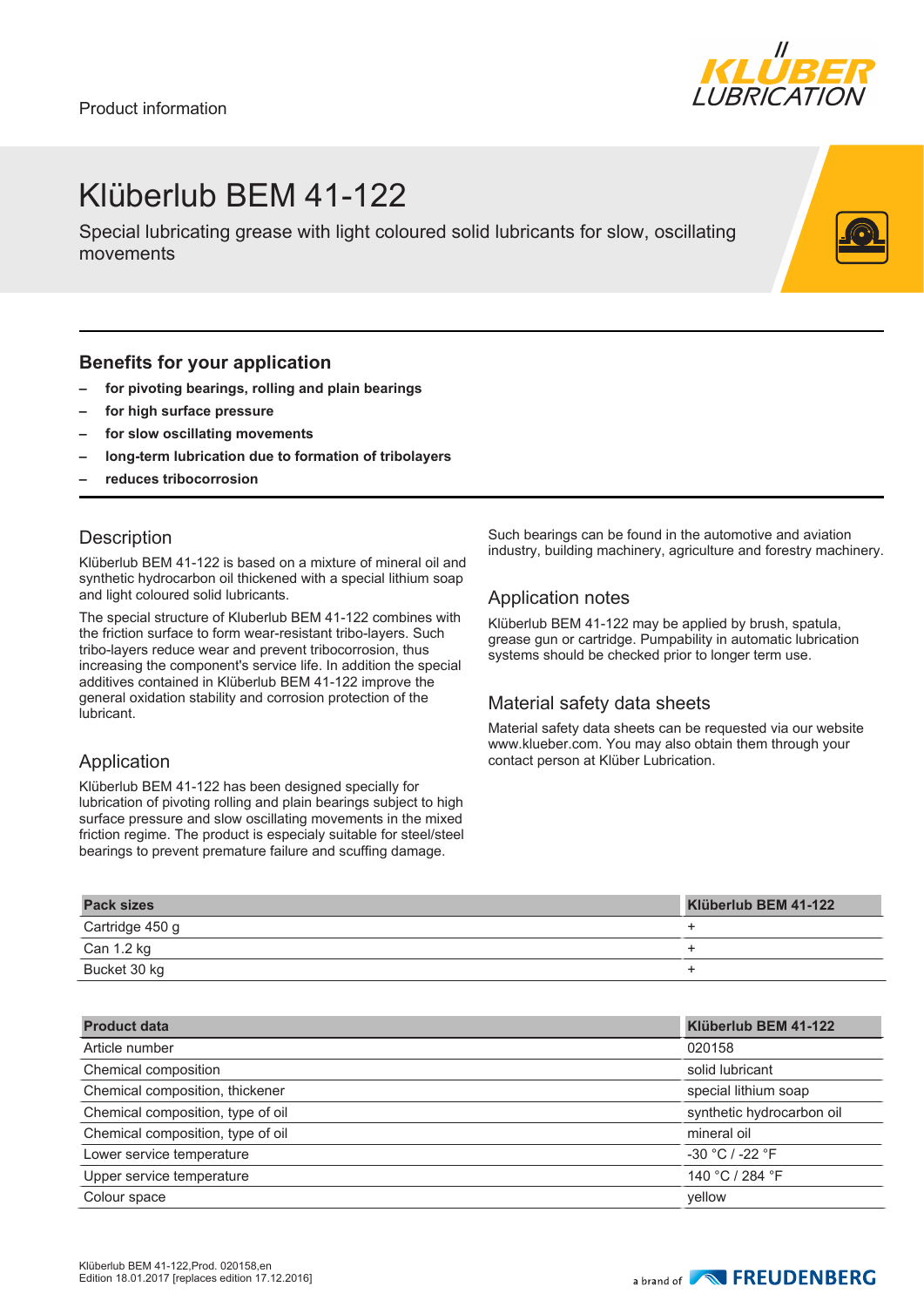Product information

# Klüberlub BEM 41-122

Special lubricating grease with light coloured solid lubricants for slow, oscillating movements

## Benefits for your application

- **for pivoting bearings, rolling and plain bearings**
- **for high surface pressure**
- **for slow oscillating movements**
- **long-term lubrication due to formation of tribolayers**
- **reduces tribocorrosion**

## Description

Klüberlub BEM 41-122 is based on a mixture of mineral oil and synthetic hydrocarbon oil thickened with a special lithium soap and light coloured solid lubricants.

The special structure of Kluberlub BEM 41-122 combines with the friction surface to form wear-resistant tribo-layers. Such tribo-layers reduce wear and prevent tribocorrosion, thus increasing the component's service life. In addition the special additives contained in Klüberlub BEM 41-122 improve the general oxidation stability and corrosion protection of the lubricant.

## Application

Klüberlub BEM 41-122 has been designed specially for lubrication of pivoting rolling and plain bearings subject to high surface pressure and slow oscillating movements in the mixed friction regime. The product is especialy suitable for steel/steel bearings to prevent premature failure and scuffing damage.

Such bearings can be found in the automotive and aviation industry, building machinery, agriculture and forestry machinery.

## Application notes

Klüberlub BEM 41-122 may be applied by brush, spatula, grease gun or cartridge. Pumpability in automatic lubrication systems should be checked prior to longer term use.

## Material safety data sheets

Material safety data sheets can be requested via our website www.klueber.com. You may also obtain them through your contact person at Klüber Lubrication.

| Pack sizes | Klüberlub BEM 41-122 |
|---|---|
| Cartridge 450 g | + |
| Can 1.2 kg | + |
| Bucket 30 kg | + |

| Product data | Klüberlub BEM 41-122 |
|---|---|
| Article number | 020158 |
| Chemical composition | solid lubricant |
| Chemical composition, thickener | special lithium soap |
| Chemical composition, type of oil | synthetic hydrocarbon oil |
| Chemical composition, type of oil | mineral oil |
| Lower service temperature | -30 °C / -22 °F |
| Upper service temperature | 140 °C / 284 °F |
| Colour space | yellow |

Klüberlub BEM 41-122,Prod. 020158,en
Edition 18.01.2017 [replaces edition 17.12.2016]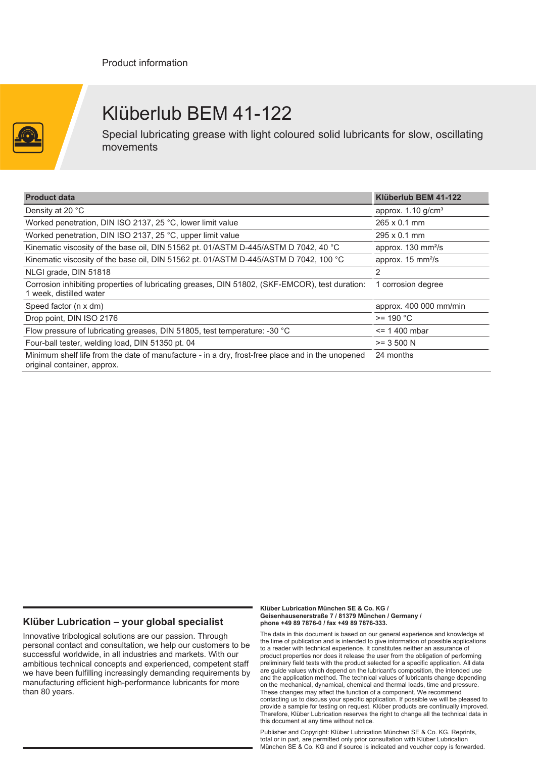Product information

# Klüberlub BEM 41-122

Special lubricating grease with light coloured solid lubricants for slow, oscillating movements

| Product data | Klüberlub BEM 41-122 |
|---|---|
| Density at 20 °C | approx. 1.10 g/cm³ |
| Worked penetration, DIN ISO 2137, 25 °C, lower limit value | 265 x 0.1 mm |
| Worked penetration, DIN ISO 2137, 25 °C, upper limit value | 295 x 0.1 mm |
| Kinematic viscosity of the base oil, DIN 51562 pt. 01/ASTM D-445/ASTM D 7042, 40 °C | approx. 130 mm²/s |
| Kinematic viscosity of the base oil, DIN 51562 pt. 01/ASTM D-445/ASTM D 7042, 100 °C | approx. 15 mm²/s |
| NLGI grade, DIN 51818 | 2 |
| Corrosion inhibiting properties of lubricating greases, DIN 51802, (SKF-EMCOR), test duration: 1 week, distilled water | 1 corrosion degree |
| Speed factor (n x dm) | approx. 400 000 mm/min |
| Drop point, DIN ISO 2176 | >= 190 °C |
| Flow pressure of lubricating greases, DIN 51805, test temperature: -30 °C | <= 1 400 mbar |
| Four-ball tester, welding load, DIN 51350 pt. 04 | >= 3 500 N |
| Minimum shelf life from the date of manufacture - in a dry, frost-free place and in the unopened original container, approx. | 24 months |

## Klüber Lubrication – your global specialist

Innovative tribological solutions are our passion. Through personal contact and consultation, we help our customers to be successful worldwide, in all industries and markets. With our ambitious technical concepts and experienced, competent staff we have been fulfilling increasingly demanding requirements by manufacturing efficient high-performance lubricants for more than 80 years.

**Klüber Lubrication München SE & Co. KG / Geisenhausenerstraße 7 / 81379 München / Germany / phone +49 89 7876-0 / fax +49 89 7876-333.**

The data in this document is based on our general experience and knowledge at the time of publication and is intended to give information of possible applications to a reader with technical experience. It constitutes neither an assurance of product properties nor does it release the user from the obligation of performing preliminary field tests with the product selected for a specific application. All data are guide values which depend on the lubricant's composition, the intended use and the application method. The technical values of lubricants change depending on the mechanical, dynamical, chemical and thermal loads, time and pressure. These changes may affect the function of a component. We recommend contacting us to discuss your specific application. If possible we will be pleased to provide a sample for testing on request. Klüber products are continually improved. Therefore, Klüber Lubrication reserves the right to change all the technical data in this document at any time without notice.

Publisher and Copyright: Klüber Lubrication München SE & Co. KG. Reprints, total or in part, are permitted only prior consultation with Klüber Lubrication München SE & Co. KG and if source is indicated and voucher copy is forwarded.